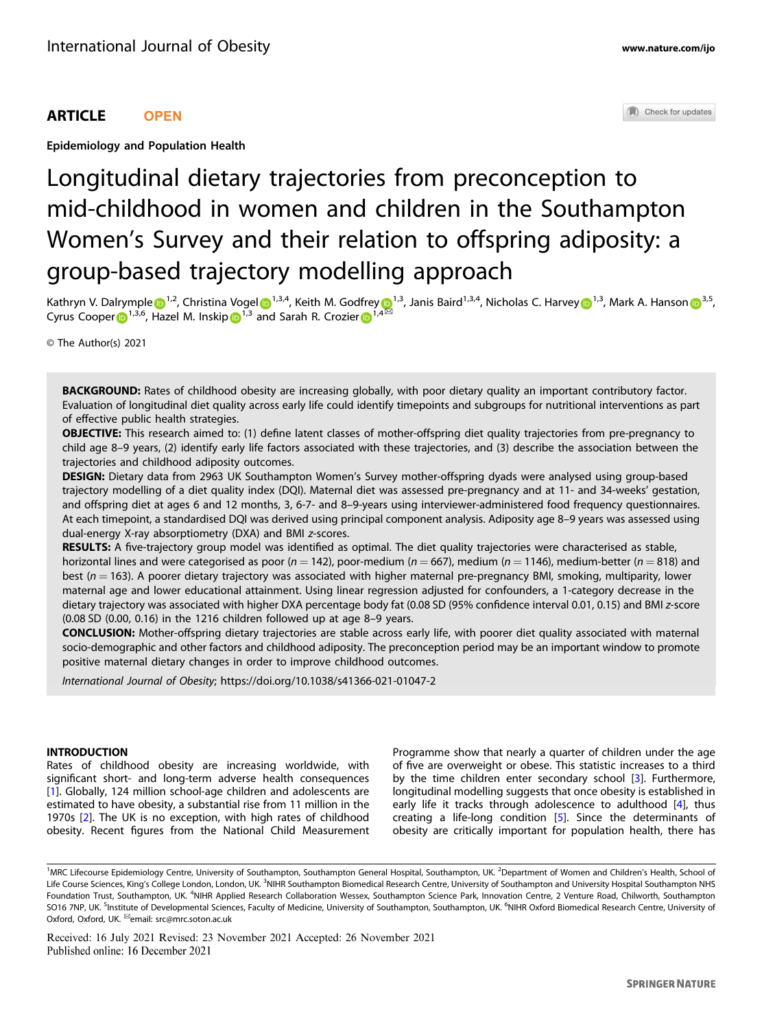ARTICLE OPEN

Epidemiology and Population Health

# Longitudinal dietary trajectories from preconception to mid-childhood in women and children in the Southampton Women's Survey and their relation to offspring adiposity: a group-based trajectory modelling approach

Kathryn V. Dalrymple[1,2], Christina Vogel[1,3,4], Keith M. Godfrey[1,3], Janis Baird[1,3,4], Nicholas C. Harvey[1,3], Mark A. Hanson[3,5], Cyrus Cooper[1,3,6], Hazel M. Inskip[1,3] and Sarah R. Crozier[1,4]✉

© The Author(s) 2021

**BACKGROUND:** Rates of childhood obesity are increasing globally, with poor dietary quality an important contributory factor. Evaluation of longitudinal diet quality across early life could identify timepoints and subgroups for nutritional interventions as part of effective public health strategies.
**OBJECTIVE:** This research aimed to: (1) define latent classes of mother-offspring diet quality trajectories from pre-pregnancy to child age 8–9 years, (2) identify early life factors associated with these trajectories, and (3) describe the association between the trajectories and childhood adiposity outcomes.
**DESIGN:** Dietary data from 2963 UK Southampton Women's Survey mother-offspring dyads were analysed using group-based trajectory modelling of a diet quality index (DQI). Maternal diet was assessed pre-pregnancy and at 11- and 34-weeks' gestation, and offspring diet at ages 6 and 12 months, 3, 6-7- and 8–9-years using interviewer-administered food frequency questionnaires. At each timepoint, a standardised DQI was derived using principal component analysis. Adiposity age 8–9 years was assessed using dual-energy X-ray absorptiometry (DXA) and BMI *z*-scores.
**RESULTS:** A five-trajectory group model was identified as optimal. The diet quality trajectories were characterised as stable, horizontal lines and were categorised as poor ($n = 142$), poor-medium ($n = 667$), medium ($n = 1146$), medium-better ($n = 818$) and best ($n = 163$). A poorer dietary trajectory was associated with higher maternal pre-pregnancy BMI, smoking, multiparity, lower maternal age and lower educational attainment. Using linear regression adjusted for confounders, a 1-category decrease in the dietary trajectory was associated with higher DXA percentage body fat (0.08 SD (95% confidence interval 0.01, 0.15) and BMI *z*-score (0.08 SD (0.00, 0.16) in the 1216 children followed up at age 8–9 years.
**CONCLUSION:** Mother-offspring dietary trajectories are stable across early life, with poorer diet quality associated with maternal socio-demographic and other factors and childhood adiposity. The preconception period may be an important window to promote positive maternal dietary changes in order to improve childhood outcomes.

*International Journal of Obesity*; https://doi.org/10.1038/s41366-021-01047-2

## INTRODUCTION

Rates of childhood obesity are increasing worldwide, with significant short- and long-term adverse health consequences [1]. Globally, 124 million school-age children and adolescents are estimated to have obesity, a substantial rise from 11 million in the 1970s [2]. The UK is no exception, with high rates of childhood obesity. Recent figures from the National Child Measurement Programme show that nearly a quarter of children under the age of five are overweight or obese. This statistic increases to a third by the time children enter secondary school [3]. Furthermore, longitudinal modelling suggests that once obesity is established in early life it tracks through adolescence to adulthood [4], thus creating a life-long condition [5]. Since the determinants of obesity are critically important for population health, there has

[1]MRC Lifecourse Epidemiology Centre, University of Southampton, Southampton General Hospital, Southampton, UK. [2]Department of Women and Children's Health, School of Life Course Sciences, King's College London, London, UK. [3]NIHR Southampton Biomedical Research Centre, University of Southampton and University Hospital Southampton NHS Foundation Trust, Southampton, UK. [4]NIHR Applied Research Collaboration Wessex, Southampton Science Park, Innovation Centre, 2 Venture Road, Chilworth, Southampton SO16 7NP, UK. [5]Institute of Developmental Sciences, Faculty of Medicine, University of Southampton, Southampton, UK. [6]NIHR Oxford Biomedical Research Centre, University of Oxford, Oxford, UK. ✉email: src@mrc.soton.ac.uk

Received: 16 July 2021 Revised: 23 November 2021 Accepted: 26 November 2021
Published online: 16 December 2021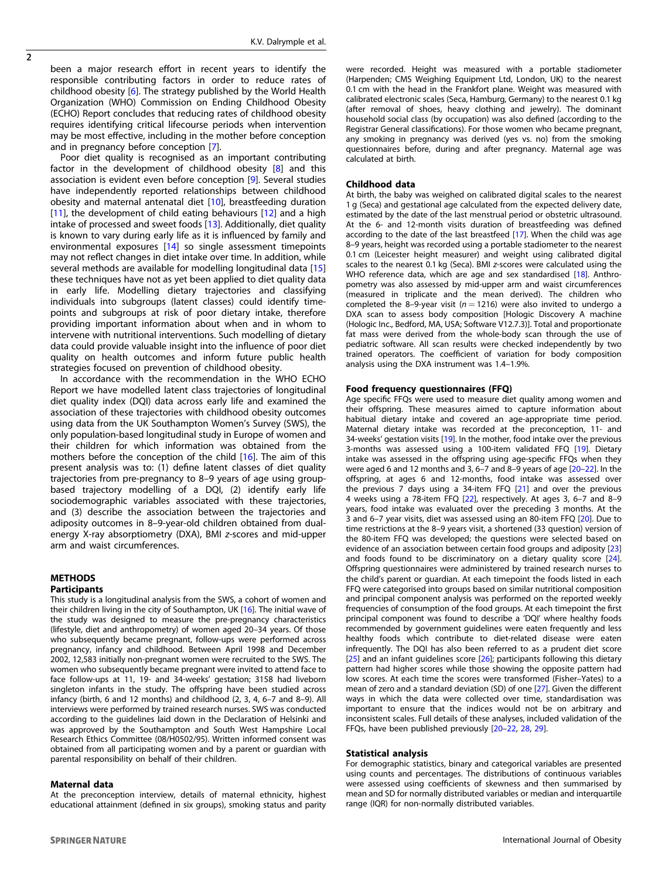been a major research effort in recent years to identify the responsible contributing factors in order to reduce rates of childhood obesity [6]. The strategy published by the World Health Organization (WHO) Commission on Ending Childhood Obesity (ECHO) Report concludes that reducing rates of childhood obesity requires identifying critical lifecourse periods when intervention may be most effective, including in the mother before conception and in pregnancy before conception [7].

Poor diet quality is recognised as an important contributing factor in the development of childhood obesity [8] and this association is evident even before conception [9]. Several studies have independently reported relationships between childhood obesity and maternal antenatal diet [10], breastfeeding duration [11], the development of child eating behaviours [12] and a high intake of processed and sweet foods [13]. Additionally, diet quality is known to vary during early life as it is influenced by family and environmental exposures [14] so single assessment timepoints may not reflect changes in diet intake over time. In addition, while several methods are available for modelling longitudinal data [15] these techniques have not as yet been applied to diet quality data in early life. Modelling dietary trajectories and classifying individuals into subgroups (latent classes) could identify timepoints and subgroups at risk of poor dietary intake, therefore providing important information about when and in whom to intervene with nutritional interventions. Such modelling of dietary data could provide valuable insight into the influence of poor diet quality on health outcomes and inform future public health strategies focused on prevention of childhood obesity.

In accordance with the recommendation in the WHO ECHO Report we have modelled latent class trajectories of longitudinal diet quality index (DQI) data across early life and examined the association of these trajectories with childhood obesity outcomes using data from the UK Southampton Women's Survey (SWS), the only population-based longitudinal study in Europe of women and their children for which information was obtained from the mothers before the conception of the child [16]. The aim of this present analysis was to: (1) define latent classes of diet quality trajectories from pre-pregnancy to 8–9 years of age using group-based trajectory modelling of a DQI, (2) identify early life sociodemographic variables associated with these trajectories, and (3) describe the association between the trajectories and adiposity outcomes in 8–9-year-old children obtained from dual-energy X-ray absorptiometry (DXA), BMI *z*-scores and mid-upper arm and waist circumferences.

## METHODS

### Participants

This study is a longitudinal analysis from the SWS, a cohort of women and their children living in the city of Southampton, UK [16]. The initial wave of the study was designed to measure the pre-pregnancy characteristics (lifestyle, diet and anthropometry) of women aged 20–34 years. Of those who subsequently became pregnant, follow-ups were performed across pregnancy, infancy and childhood. Between April 1998 and December 2002, 12,583 initially non-pregnant women were recruited to the SWS. The women who subsequently became pregnant were invited to attend face to face follow-ups at 11, 19- and 34-weeks' gestation; 3158 had liveborn singleton infants in the study. The offspring have been studied across infancy (birth, 6 and 12 months) and childhood (2, 3, 4, 6–7 and 8–9). All interviews were performed by trained research nurses. SWS was conducted according to the guidelines laid down in the Declaration of Helsinki and was approved by the Southampton and South West Hampshire Local Research Ethics Committee (08/H0502/95). Written informed consent was obtained from all participating women and by a parent or guardian with parental responsibility on behalf of their children.

### Maternal data

At the preconception interview, details of maternal ethnicity, highest educational attainment (defined in six groups), smoking status and parity were recorded. Height was measured with a portable stadiometer (Harpenden; CMS Weighing Equipment Ltd, London, UK) to the nearest 0.1 cm with the head in the Frankfort plane. Weight was measured with calibrated electronic scales (Seca, Hamburg, Germany) to the nearest 0.1 kg (after removal of shoes, heavy clothing and jewelry). The dominant household social class (by occupation) was also defined (according to the Registrar General classifications). For those women who became pregnant, any smoking in pregnancy was derived (yes vs. no) from the smoking questionnaires before, during and after pregnancy. Maternal age was calculated at birth.

### Childhood data

At birth, the baby was weighed on calibrated digital scales to the nearest 1 g (Seca) and gestational age calculated from the expected delivery date, estimated by the date of the last menstrual period or obstetric ultrasound. At the 6- and 12-month visits duration of breastfeeding was defined according to the date of the last breastfeed [17]. When the child was age 8–9 years, height was recorded using a portable stadiometer to the nearest 0.1 cm (Leicester height measurer) and weight using calibrated digital scales to the nearest 0.1 kg (Seca). BMI *z*-scores were calculated using the WHO reference data, which are age and sex standardised [18]. Anthropometry was also assessed by mid-upper arm and waist circumferences (measured in triplicate and the mean derived). The children who completed the 8–9-year visit ($n = 1216$) were also invited to undergo a DXA scan to assess body composition [Hologic Discovery A machine (Hologic Inc., Bedford, MA, USA; Software V12.7.3)]. Total and proportionate fat mass were derived from the whole-body scan through the use of pediatric software. All scan results were checked independently by two trained operators. The coefficient of variation for body composition analysis using the DXA instrument was 1.4–1.9%.

### Food frequency questionnaires (FFQ)

Age specific FFQs were used to measure diet quality among women and their offspring. These measures aimed to capture information about habitual dietary intake and covered an age-appropriate time period. Maternal dietary intake was recorded at the preconception, 11- and 34-weeks' gestation visits [19]. In the mother, food intake over the previous 3-months was assessed using a 100-item validated FFQ [19]. Dietary intake was assessed in the offspring using age-specific FFQs when they were aged 6 and 12 months and 3, 6–7 and 8–9 years of age [20–22]. In the offspring, at ages 6 and 12-months, food intake was assessed over the previous 7 days using a 34-item FFQ [21] and over the previous 4 weeks using a 78-item FFQ [22], respectively. At ages 3, 6–7 and 8–9 years, food intake was evaluated over the preceding 3 months. At the 3 and 6–7 year visits, diet was assessed using an 80-item FFQ [20]. Due to time restrictions at the 8–9 years visit, a shortened (33 question) version of the 80-item FFQ was developed; the questions were selected based on evidence of an association between certain food groups and adiposity [23] and foods found to be discriminatory on a dietary quality score [24]. Offspring questionnaires were administered by trained research nurses to the child's parent or guardian. At each timepoint the foods listed in each FFQ were categorised into groups based on similar nutritional composition and principal component analysis was performed on the reported weekly frequencies of consumption of the food groups. At each timepoint the first principal component was found to describe a 'DQI' where healthy foods recommended by government guidelines were eaten frequently and less healthy foods which contribute to diet-related disease were eaten infrequently. The DQI has also been referred to as a prudent diet score [25] and an infant guidelines score [26]; participants following this dietary pattern had higher scores while those showing the opposite pattern had low scores. At each time the scores were transformed (Fisher–Yates) to a mean of zero and a standard deviation (SD) of one [27]. Given the different ways in which the data were collected over time, standardisation was important to ensure that the indices would not be on arbitrary and inconsistent scales. Full details of these analyses, included validation of the FFQs, have been published previously [20–22, 28, 29].

### Statistical analysis

For demographic statistics, binary and categorical variables are presented using counts and percentages. The distributions of continuous variables were assessed using coefficients of skewness and then summarised by mean and SD for normally distributed variables or median and interquartile range (IQR) for non-normally distributed variables.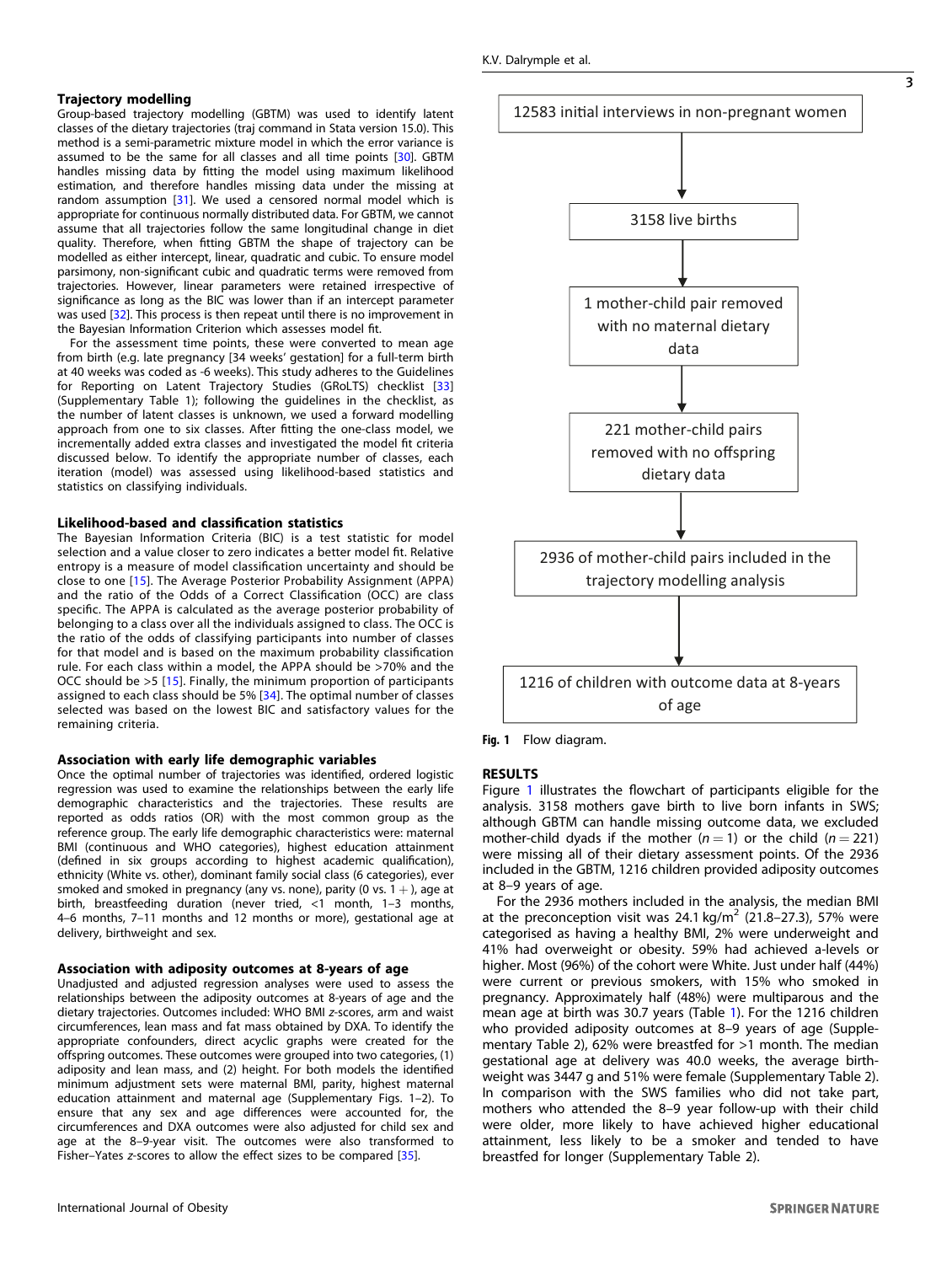### Trajectory modelling

Group-based trajectory modelling (GBTM) was used to identify latent classes of the dietary trajectories (traj command in Stata version 15.0). This method is a semi-parametric mixture model in which the error variance is assumed to be the same for all classes and all time points [30]. GBTM handles missing data by fitting the model using maximum likelihood estimation, and therefore handles missing data under the missing at random assumption [31]. We used a censored normal model which is appropriate for continuous normally distributed data. For GBTM, we cannot assume that all trajectories follow the same longitudinal change in diet quality. Therefore, when fitting GBTM the shape of trajectory can be modelled as either intercept, linear, quadratic and cubic. To ensure model parsimony, non-significant cubic and quadratic terms were removed from trajectories. However, linear parameters were retained irrespective of significance as long as the BIC was lower than if an intercept parameter was used [32]. This process is then repeat until there is no improvement in the Bayesian Information Criterion which assesses model fit.

For the assessment time points, these were converted to mean age from birth (e.g. late pregnancy [34 weeks' gestation] for a full-term birth at 40 weeks was coded as -6 weeks). This study adheres to the Guidelines for Reporting on Latent Trajectory Studies (GRoLTS) checklist [33] (Supplementary Table 1); following the guidelines in the checklist, as the number of latent classes is unknown, we used a forward modelling approach from one to six classes. After fitting the one-class model, we incrementally added extra classes and investigated the model fit criteria discussed below. To identify the appropriate number of classes, each iteration (model) was assessed using likelihood-based statistics and statistics on classifying individuals.

### Likelihood-based and classification statistics

The Bayesian Information Criteria (BIC) is a test statistic for model selection and a value closer to zero indicates a better model fit. Relative entropy is a measure of model classification uncertainty and should be close to one [15]. The Average Posterior Probability Assignment (APPA) and the ratio of the Odds of a Correct Classification (OCC) are class specific. The APPA is calculated as the average posterior probability of belonging to a class over all the individuals assigned to class. The OCC is the ratio of the odds of classifying participants into number of classes for that model and is based on the maximum probability classification rule. For each class within a model, the APPA should be >70% and the OCC should be >5 [15]. Finally, the minimum proportion of participants assigned to each class should be 5% [34]. The optimal number of classes selected was based on the lowest BIC and satisfactory values for the remaining criteria.

### Association with early life demographic variables

Once the optimal number of trajectories was identified, ordered logistic regression was used to examine the relationships between the early life demographic characteristics and the trajectories. These results are reported as odds ratios (OR) with the most common group as the reference group. The early life demographic characteristics were: maternal BMI (continuous and WHO categories), highest education attainment (defined in six groups according to highest academic qualification), ethnicity (White vs. other), dominant family social class (6 categories), ever smoked and smoked in pregnancy (any vs. none), parity (0 vs. 1+), age at birth, breastfeeding duration (never tried, <1 month, 1–3 months, 4–6 months, 7–11 months and 12 months or more), gestational age at delivery, birthweight and sex.

### Association with adiposity outcomes at 8-years of age

Unadjusted and adjusted regression analyses were used to assess the relationships between the adiposity outcomes at 8-years of age and the dietary trajectories. Outcomes included: WHO BMI *z*-scores, arm and waist circumferences, lean mass and fat mass obtained by DXA. To identify the appropriate confounders, direct acyclic graphs were created for the offspring outcomes. These outcomes were grouped into two categories, (1) adiposity and lean mass, and (2) height. For both models the identified minimum adjustment sets were maternal BMI, parity, highest maternal education attainment and maternal age (Supplementary Figs. 1–2). To ensure that any sex and age differences were accounted for, the circumferences and DXA outcomes were also adjusted for child sex and age at the 8–9-year visit. The outcomes were also transformed to Fisher–Yates *z*-scores to allow the effect sizes to be compared [35].

12583 initial interviews in non-pregnant women
↓
3158 live births
↓
1 mother-child pair removed with no maternal dietary data
↓
221 mother-child pairs removed with no offspring dietary data
↓
2936 of mother-child pairs included in the trajectory modelling analysis
↓
1216 of children with outcome data at 8-years of age

**Fig. 1** Flow diagram.

## RESULTS

Figure 1 illustrates the flowchart of participants eligible for the analysis. 3158 mothers gave birth to live born infants in SWS; although GBTM can handle missing outcome data, we excluded mother-child dyads if the mother ($n = 1$) or the child ($n = 221$) were missing all of their dietary assessment points. Of the 2936 included in the GBTM, 1216 children provided adiposity outcomes at 8–9 years of age.

For the 2936 mothers included in the analysis, the median BMI at the preconception visit was 24.1 kg/m$^2$ (21.8–27.3), 57% were categorised as having a healthy BMI, 2% were underweight and 41% had overweight or obesity. 59% had achieved a-levels or higher. Most (96%) of the cohort were White. Just under half (44%) were current or previous smokers, with 15% who smoked in pregnancy. Approximately half (48%) were multiparous and the mean age at birth was 30.7 years (Table 1). For the 1216 children who provided adiposity outcomes at 8–9 years of age (Supplementary Table 2), 62% were breastfed for >1 month. The median gestational age at delivery was 40.0 weeks, the average birthweight was 3447 g and 51% were female (Supplementary Table 2). In comparison with the SWS families who did not take part, mothers who attended the 8–9 year follow-up with their child were older, more likely to have achieved higher educational attainment, less likely to be a smoker and tended to have breastfed for longer (Supplementary Table 2).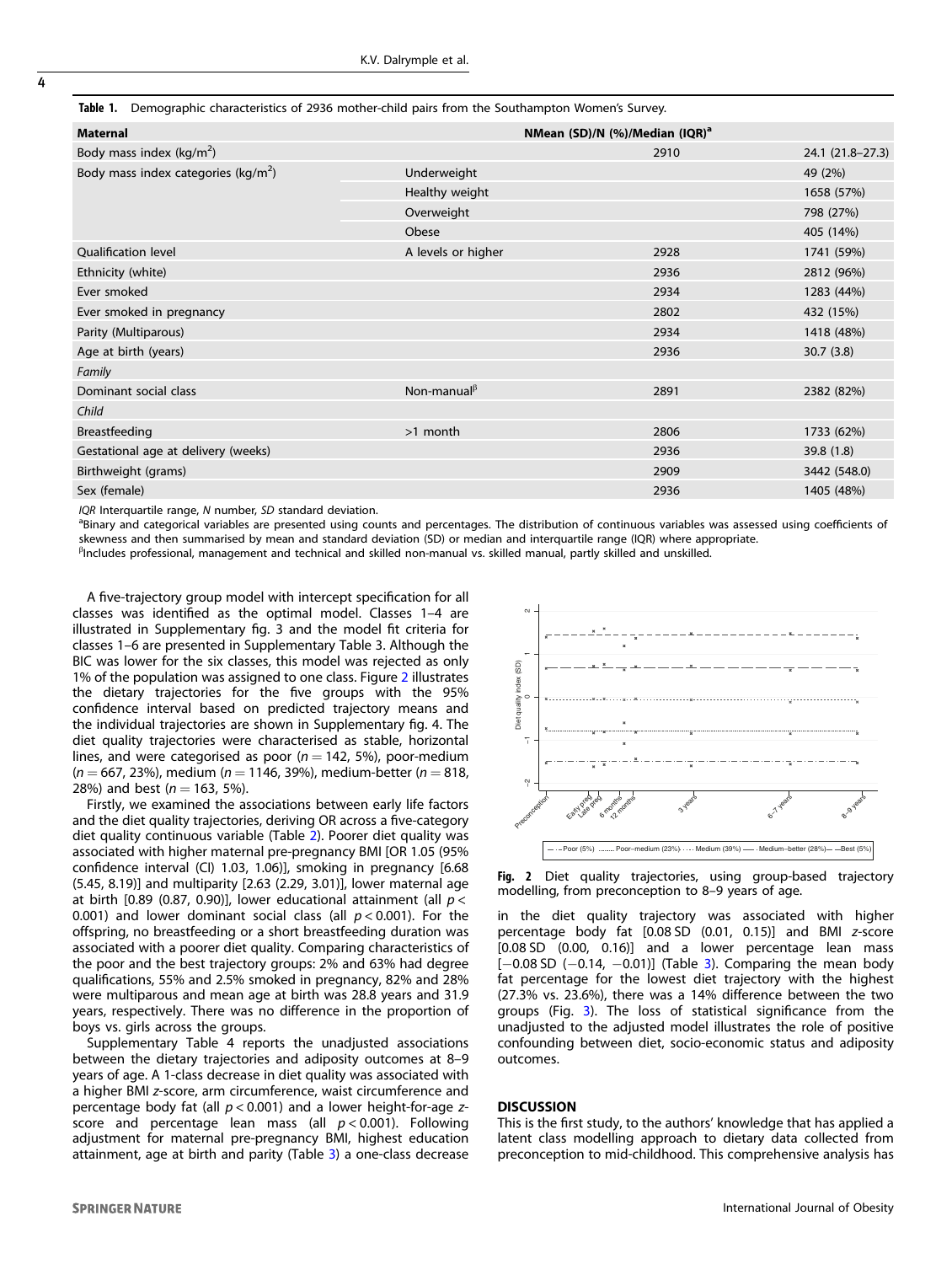Table 1. Demographic characteristics of 2936 mother-child pairs from the Southampton Women's Survey.

| Maternal | | N | Mean (SD)/N (%)/Median (IQR)[a] |
|---|---|---|---|
| Body mass index (kg/m$^2$) | | 2910 | 24.1 (21.8–27.3) |
| Body mass index categories (kg/m$^2$) | Underweight | | 49 (2%) |
| | Healthy weight | | 1658 (57%) |
| | Overweight | | 798 (27%) |
| | Obese | | 405 (14%) |
| Qualification level | A levels or higher | 2928 | 1741 (59%) |
| Ethnicity (white) | | 2936 | 2812 (96%) |
| Ever smoked | | 2934 | 1283 (44%) |
| Ever smoked in pregnancy | | 2802 | 432 (15%) |
| Parity (Multiparous) | | 2934 | 1418 (48%) |
| Age at birth (years) | | 2936 | 30.7 (3.8) |
| *Family* | | | |
| Dominant social class | Non-manual[β] | 2891 | 2382 (82%) |
| *Child* | | | |
| Breastfeeding | >1 month | 2806 | 1733 (62%) |
| Gestational age at delivery (weeks) | | 2936 | 39.8 (1.8) |
| Birthweight (grams) | | 2909 | 3442 (548.0) |
| Sex (female) | | 2936 | 1405 (48%) |

*IQR* Interquartile range, *N* number, *SD* standard deviation.
[a]Binary and categorical variables are presented using counts and percentages. The distribution of continuous variables was assessed using coefficients of skewness and then summarised by mean and standard deviation (SD) or median and interquartile range (IQR) where appropriate.
[β]Includes professional, management and technical and skilled non-manual vs. skilled manual, partly skilled and unskilled.

A five-trajectory group model with intercept specification for all classes was identified as the optimal model. Classes 1–4 are illustrated in Supplementary fig. 3 and the model fit criteria for classes 1–6 are presented in Supplementary Table 3. Although the BIC was lower for the six classes, this model was rejected as only 1% of the population was assigned to one class. Figure 2 illustrates the dietary trajectories for the five groups with the 95% confidence interval based on predicted trajectory means and the individual trajectories are shown in Supplementary fig. 4. The diet quality trajectories were characterised as stable, horizontal lines, and were categorised as poor ($n = 142$, 5%), poor-medium ($n = 667$, 23%), medium ($n = 1146$, 39%), medium-better ($n = 818$, 28%) and best ($n = 163$, 5%).

Firstly, we examined the associations between early life factors and the diet quality trajectories, deriving OR across a five-category diet quality continuous variable (Table 2). Poorer diet quality was associated with higher maternal pre-pregnancy BMI [OR 1.05 (95% confidence interval (CI) 1.03, 1.06)], smoking in pregnancy [6.68 (5.45, 8.19)] and multiparity [2.63 (2.29, 3.01)], lower maternal age at birth [0.89 (0.87, 0.90)], lower educational attainment (all $p < 0.001$) and lower dominant social class (all $p < 0.001$). For the offspring, no breastfeeding or a short breastfeeding duration was associated with a poorer diet quality. Comparing characteristics of the poor and the best trajectory groups: 2% and 63% had degree qualifications, 55% and 2.5% smoked in pregnancy, 82% and 28% were multiparous and mean age at birth was 28.8 years and 31.9 years, respectively. There was no difference in the proportion of boys vs. girls across the groups.

Supplementary Table 4 reports the unadjusted associations between the dietary trajectories and adiposity outcomes at 8–9 years of age. A 1-class decrease in diet quality was associated with a higher BMI *z*-score, arm circumference, waist circumference and percentage body fat (all $p < 0.001$) and a lower height-for-age *z*-score and percentage lean mass (all $p < 0.001$). Following adjustment for maternal pre-pregnancy BMI, highest education attainment, age at birth and parity (Table 3) a one-class decrease in the diet quality trajectory was associated with higher percentage body fat [0.08 SD (0.01, 0.15)] and BMI *z*-score [0.08 SD (0.00, 0.16)] and a lower percentage lean mass [−0.08 SD (−0.14, −0.01)] (Table 3). Comparing the mean body fat percentage for the lowest diet trajectory with the highest (27.3% vs. 23.6%), there was a 14% difference between the two groups (Fig. 3). The loss of statistical significance from the unadjusted to the adjusted model illustrates the role of positive confounding between diet, socio-economic status and adiposity outcomes.

Fig. 2 Diet quality trajectories, using group-based trajectory modelling, from preconception to 8–9 years of age.

## DISCUSSION

This is the first study, to the authors' knowledge that has applied a latent class modelling approach to dietary data collected from preconception to mid-childhood. This comprehensive analysis has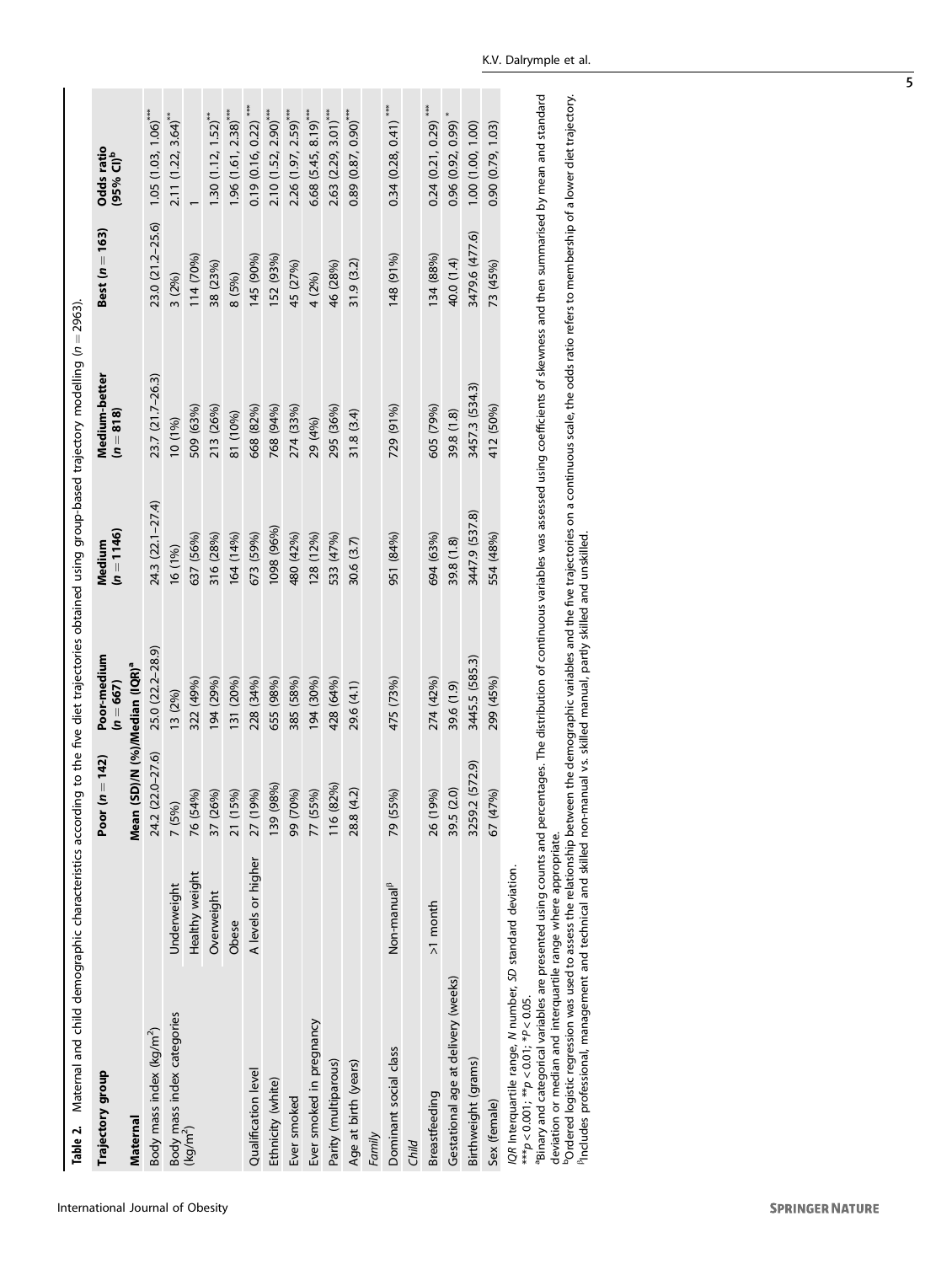**Table 2.** Maternal and child demographic characteristics according to the five diet trajectories obtained using group-based trajectory modelling ($n = 2963$).

| Trajectory group | | Poor ($n = 142$) | Poor-medium ($n = 667$) | Medium ($n = 1146$) | Medium-better ($n = 818$) | Best ($n = 163$) | Odds ratio (95% CI)[b] |
|---|---|---|---|---|---|---|---|
| | | Mean (SD)/N (%)/Median (IQR)[a] | | | | | |
| *Maternal* | | | | | | | |
| Body mass index (kg/m²) | | 24.2 (22.0–27.6) | 25.0 (22.2–28.9) | 24.3 (22.1–27.4) | 23.7 (21.7–26.3) | 23.0 (21.2–25.6) | 1.05 (1.03, 1.06)*** |
| Body mass index categories (kg/m²) | Underweight | 7 (5%) | 13 (2%) | 16 (1%) | 10 (1%) | 3 (2%) | 2.11 (1.22, 3.64)** |
| | Healthy weight | 76 (54%) | 322 (49%) | 637 (56%) | 509 (63%) | 114 (70%) | 1 |
| | Overweight | 37 (26%) | 194 (29%) | 316 (28%) | 213 (26%) | 38 (23%) | 1.30 (1.12, 1.52)** |
| | Obese | 21 (15%) | 131 (20%) | 164 (14%) | 81 (10%) | 8 (5%) | 1.96 (1.61, 2.38)*** |
| Qualification level | A levels or higher | 27 (19%) | 228 (34%) | 673 (59%) | 668 (82%) | 145 (90%) | 0.19 (0.16, 0.22) *** |
| Ethnicity (white) | | 139 (98%) | 655 (98%) | 1098 (96%) | 768 (94%) | 152 (93%) | 2.10 (1.52, 2.90)*** |
| Ever smoked | | 99 (70%) | 385 (58%) | 480 (42%) | 274 (33%) | 45 (27%) | 2.26 (1.97, 2.59)*** |
| Ever smoked in pregnancy | | 77 (55%) | 194 (30%) | 128 (12%) | 29 (4%) | 4 (2%) | 6.68 (5.45, 8.19)*** |
| Parity (multiparous) | | 116 (82%) | 428 (64%) | 533 (47%) | 295 (36%) | 46 (28%) | 2.63 (2.29, 3.01)*** |
| Age at birth (years) | | 28.8 (4.2) | 29.6 (4.1) | 30.6 (3.7) | 31.8 (3.4) | 31.9 (3.2) | 0.89 (0.87, 0.90)*** |
| *Family* | | | | | | | |
| Dominant social class | Non-manual[β] | 79 (55%) | 475 (73%) | 951 (84%) | 729 (91%) | 148 (91%) | 0.34 (0.28, 0.41) *** |
| *Child* | | | | | | | |
| Breastfeeding | >1 month | 26 (19%) | 274 (42%) | 694 (63%) | 605 (79%) | 134 (88%) | 0.24 (0.21, 0.29) *** |
| Gestational age at delivery (weeks) | | 39.5 (2.0) | 39.6 (1.9) | 39.8 (1.8) | 39.8 (1.8) | 40.0 (1.4) | 0.96 (0.92, 0.99) * |
| Birthweight (grams) | | 3259.2 (572.9) | 3445.5 (585.3) | 3447.9 (537.8) | 3457.3 (534.3) | 3479.6 (477.6) | 1.00 (1.00, 1.00) |
| Sex (female) | | 67 (47%) | 299 (45%) | 554 (48%) | 412 (50%) | 73 (45%) | 0.90 (0.79, 1.03) |

*IQR* Interquartile range, *N* number, *SD* standard deviation.

***$p < 0.001$; **$p < 0.01$; *$P < 0.05$.

[a]Binary and categorical variables are presented using counts and percentages. The distribution of continuous variables was assessed using coefficients of skewness and then summarised by mean and standard deviation or median and interquartile range where appropriate.

[b]Ordered logistic regression was used to assess the relationship between the demographic variables and the five trajectories on a continuous scale, the odds ratio refers to membership of a lower diet trajectory.

[β]Includes professional, management and technical and skilled non-manual vs. skilled manual, partly skilled and unskilled.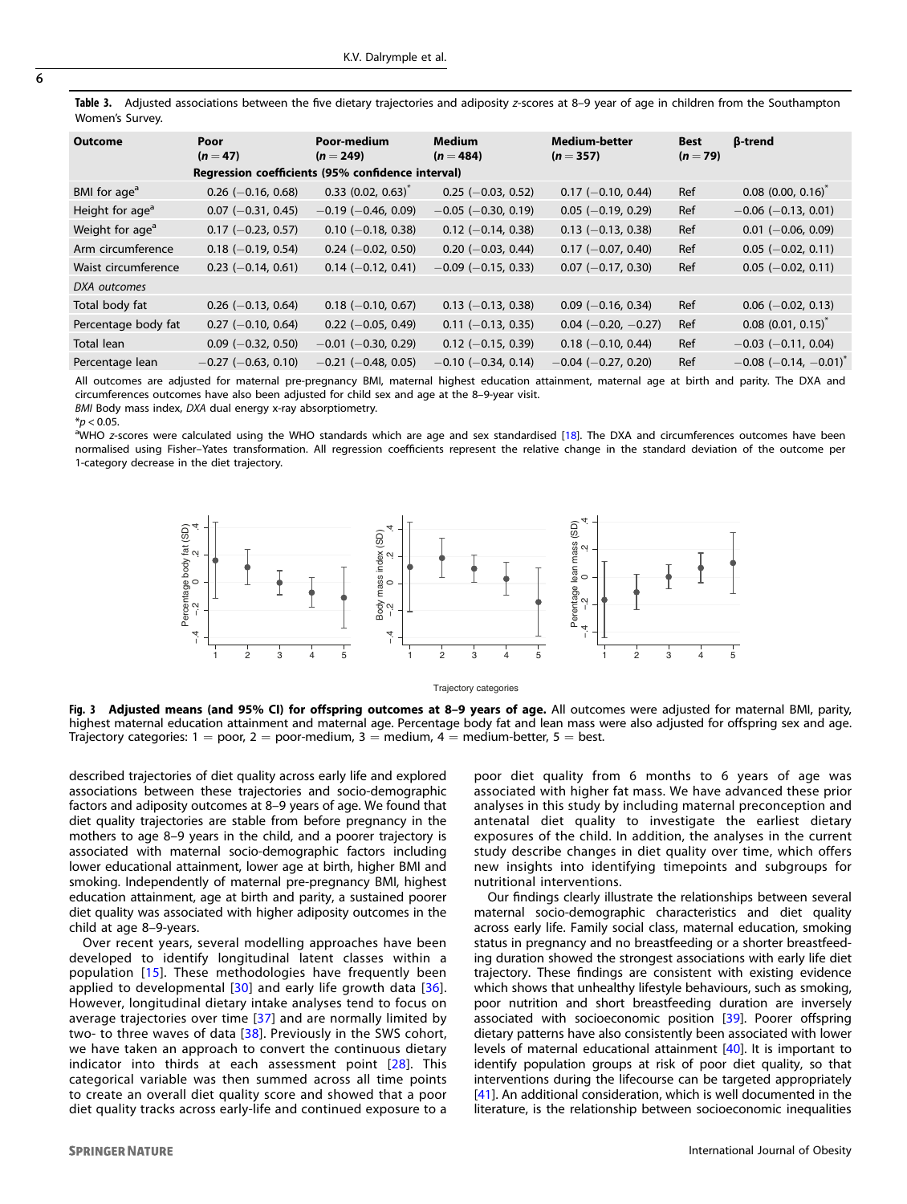**Table 3.** Adjusted associations between the five dietary trajectories and adiposity z-scores at 8–9 year of age in children from the Southampton Women's Survey.

| Outcome | Poor (n = 47) | Poor-medium (n = 249) | Medium (n = 484) | Medium-better (n = 357) | Best (n = 79) | β-trend |
|---|---|---|---|---|---|---|
| | Regression coefficients (95% confidence interval) | | | | | |
| BMI for age[a] | 0.26 (−0.16, 0.68) | 0.33 (0.02, 0.63)* | 0.25 (−0.03, 0.52) | 0.17 (−0.10, 0.44) | Ref | 0.08 (0.00, 0.16)* |
| Height for age[a] | 0.07 (−0.31, 0.45) | −0.19 (−0.46, 0.09) | −0.05 (−0.30, 0.19) | 0.05 (−0.19, 0.29) | Ref | −0.06 (−0.13, 0.01) |
| Weight for age[a] | 0.17 (−0.23, 0.57) | 0.10 (−0.18, 0.38) | 0.12 (−0.14, 0.38) | 0.13 (−0.13, 0.38) | Ref | 0.01 (−0.06, 0.09) |
| Arm circumference | 0.18 (−0.19, 0.54) | 0.24 (−0.02, 0.50) | 0.20 (−0.03, 0.44) | 0.17 (−0.07, 0.40) | Ref | 0.05 (−0.02, 0.11) |
| Waist circumference | 0.23 (−0.14, 0.61) | 0.14 (−0.12, 0.41) | −0.09 (−0.15, 0.33) | 0.07 (−0.17, 0.30) | Ref | 0.05 (−0.02, 0.11) |
| *DXA outcomes* | | | | | | |
| Total body fat | 0.26 (−0.13, 0.64) | 0.18 (−0.10, 0.67) | 0.13 (−0.13, 0.38) | 0.09 (−0.16, 0.34) | Ref | 0.06 (−0.02, 0.13) |
| Percentage body fat | 0.27 (−0.10, 0.64) | 0.22 (−0.05, 0.49) | 0.11 (−0.13, 0.35) | 0.04 (−0.20, −0.27) | Ref | 0.08 (0.01, 0.15)* |
| Total lean | 0.09 (−0.32, 0.50) | −0.01 (−0.30, 0.29) | 0.12 (−0.15, 0.39) | 0.18 (−0.10, 0.44) | Ref | −0.03 (−0.11, 0.04) |
| Percentage lean | −0.27 (−0.63, 0.10) | −0.21 (−0.48, 0.05) | −0.10 (−0.34, 0.14) | −0.04 (−0.27, 0.20) | Ref | −0.08 (−0.14, −0.01)* |

All outcomes are adjusted for maternal pre-pregnancy BMI, maternal highest education attainment, maternal age at birth and parity. The DXA and circumferences outcomes have also been adjusted for child sex and age at the 8–9-year visit.

*BMI* Body mass index, *DXA* dual energy x-ray absorptiometry.

*$p < 0.05$.

[a]WHO z-scores were calculated using the WHO standards which are age and sex standardised [18]. The DXA and circumferences outcomes have been normalised using Fisher–Yates transformation. All regression coefficients represent the relative change in the standard deviation of the outcome per 1-category decrease in the diet trajectory.

**Fig. 3 Adjusted means (and 95% CI) for offspring outcomes at 8–9 years of age.** All outcomes were adjusted for maternal BMI, parity, highest maternal education attainment and maternal age. Percentage body fat and lean mass were also adjusted for offspring sex and age. Trajectory categories: 1 = poor, 2 = poor-medium, 3 = medium, 4 = medium-better, 5 = best.

described trajectories of diet quality across early life and explored associations between these trajectories and socio-demographic factors and adiposity outcomes at 8–9 years of age. We found that diet quality trajectories are stable from before pregnancy in the mothers to age 8–9 years in the child, and a poorer trajectory is associated with maternal socio-demographic factors including lower educational attainment, lower age at birth, higher BMI and smoking. Independently of maternal pre-pregnancy BMI, highest education attainment, age at birth and parity, a sustained poorer diet quality was associated with higher adiposity outcomes in the child at age 8–9-years.

Over recent years, several modelling approaches have been developed to identify longitudinal latent classes within a population [15]. These methodologies have frequently been applied to developmental [30] and early life growth data [36]. However, longitudinal dietary intake analyses tend to focus on average trajectories over time [37] and are normally limited by two- to three waves of data [38]. Previously in the SWS cohort, we have taken an approach to convert the continuous dietary indicator into thirds at each assessment point [28]. This categorical variable was then summed across all time points to create an overall diet quality score and showed that a poor diet quality tracks across early-life and continued exposure to a poor diet quality from 6 months to 6 years of age was associated with higher fat mass. We have advanced these prior analyses in this study by including maternal preconception and antenatal diet quality to investigate the earliest dietary exposures of the child. In addition, the analyses in the current study describe changes in diet quality over time, which offers new insights into identifying timepoints and subgroups for nutritional interventions.

Our findings clearly illustrate the relationships between several maternal socio-demographic characteristics and diet quality across early life. Family social class, maternal education, smoking status in pregnancy and no breastfeeding or a shorter breastfeeding duration showed the strongest associations with early life diet trajectory. These findings are consistent with existing evidence which shows that unhealthy lifestyle behaviours, such as smoking, poor nutrition and short breastfeeding duration are inversely associated with socioeconomic position [39]. Poorer offspring dietary patterns have also consistently been associated with lower levels of maternal educational attainment [40]. It is important to identify population groups at risk of poor diet quality, so that interventions during the lifecourse can be targeted appropriately [41]. An additional consideration, which is well documented in the literature, is the relationship between socioeconomic inequalities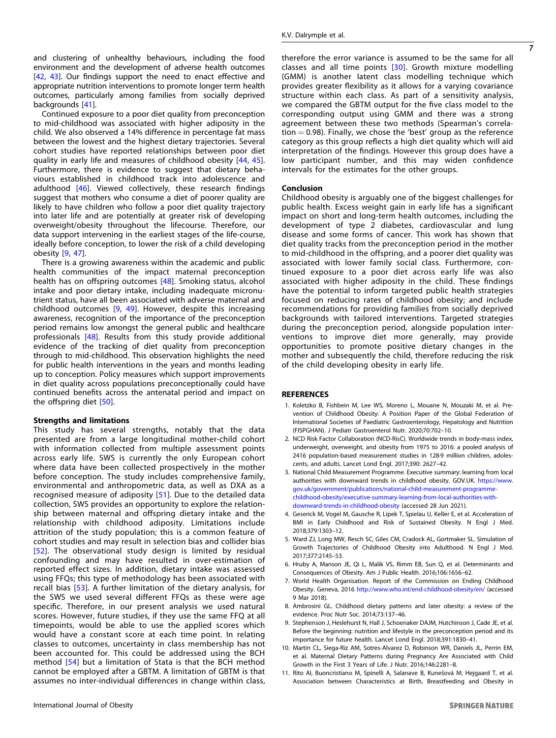and clustering of unhealthy behaviours, including the food environment and the development of adverse health outcomes [42, 43]. Our findings support the need to enact effective and appropriate nutrition interventions to promote longer term health outcomes, particularly among families from socially deprived backgrounds [41].

Continued exposure to a poor diet quality from preconception to mid-childhood was associated with higher adiposity in the child. We also observed a 14% difference in percentage fat mass between the lowest and the highest dietary trajectories. Several cohort studies have reported relationships between poor diet quality in early life and measures of childhood obesity [44, 45]. Furthermore, there is evidence to suggest that dietary behaviours established in childhood track into adolescence and adulthood [46]. Viewed collectively, these research findings suggest that mothers who consume a diet of poorer quality are likely to have children who follow a poor diet quality trajectory into later life and are potentially at greater risk of developing overweight/obesity throughout the lifecourse. Therefore, our data support intervening in the earliest stages of the life-course, ideally before conception, to lower the risk of a child developing obesity [9, 47].

There is a growing awareness within the academic and public health communities of the impact maternal preconception health has on offspring outcomes [48]. Smoking status, alcohol intake and poor dietary intake, including inadequate micronutrient status, have all been associated with adverse maternal and childhood outcomes [9, 49]. However, despite this increasing awareness, recognition of the importance of the preconception period remains low amongst the general public and healthcare professionals [48]. Results from this study provide additional evidence of the tracking of diet quality from preconception through to mid-childhood. This observation highlights the need for public health interventions in the years and months leading up to conception. Policy measures which support improvements in diet quality across populations preconceptionally could have continued benefits across the antenatal period and impact on the offspring diet [50].

#### Strengths and limitations

This study has several strengths, notably that the data presented are from a large longitudinal mother-child cohort with information collected from multiple assessment points across early life. SWS is currently the only European cohort where data have been collected prospectively in the mother before conception. The study includes comprehensive family, environmental and anthropometric data, as well as DXA as a recognised measure of adiposity [51]. Due to the detailed data collection, SWS provides an opportunity to explore the relationship between maternal and offspring dietary intake and the relationship with childhood adiposity. Limitations include attrition of the study population; this is a common feature of cohort studies and may result in selection bias and collider bias [52]. The observational study design is limited by residual confounding and may have resulted in over-estimation of reported effect sizes. In addition, dietary intake was assessed using FFQs; this type of methodology has been associated with recall bias [53]. A further limitation of the dietary analysis, for the SWS we used several different FFQs as these were age specific. Therefore, in our present analysis we used natural scores. However, future studies, if they use the same FFQ at all timepoints, would be able to use the applied scores which would have a constant score at each time point. In relating classes to outcomes, uncertainty in class membership has not been accounted for. This could be addressed using the BCH method [54] but a limitation of Stata is that the BCH method cannot be employed after a GBTM. A limitation of GBTM is that assumes no inter-individual differences in change within class, therefore the error variance is assumed to be the same for all classes and all time points [30]. Growth mixture modelling (GMM) is another latent class modelling technique which provides greater flexibility as it allows for a varying covariance structure within each class. As part of a sensitivity analysis, we compared the GBTM output for the five class model to the corresponding output using GMM and there was a strong agreement between these two methods (Spearman's correlation = 0.98). Finally, we chose the 'best' group as the reference category as this group reflects a high diet quality which will aid interpretation of the findings. However this group does have a low participant number, and this may widen confidence intervals for the estimates for the other groups.

#### Conclusion

Childhood obesity is arguably one of the biggest challenges for public health. Excess weight gain in early life has a significant impact on short and long-term health outcomes, including the development of type 2 diabetes, cardiovascular and lung disease and some forms of cancer. This work has shown that diet quality tracks from the preconception period in the mother to mid-childhood in the offspring, and a poorer diet quality was associated with lower family social class. Furthermore, continued exposure to a poor diet across early life was also associated with higher adiposity in the child. These findings have the potential to inform targeted public health strategies focused on reducing rates of childhood obesity; and include recommendations for providing families from socially deprived backgrounds with tailored interventions. Targeted strategies during the preconception period, alongside population interventions to improve diet more generally, may provide opportunities to promote positive dietary changes in the mother and subsequently the child, therefore reducing the risk of the child developing obesity in early life.

### REFERENCES

1. Koletzko B, Fishbein M, Lee WS, Moreno L, Mouane N, Mouzaki M, et al. Prevention of Childhood Obesity: A Position Paper of the Global Federation of International Societies of Paediatric Gastroenterology, Hepatology and Nutrition (FISPGHAN). J Pediatr Gastroenterol Nutr. 2020;70:702–10.
2. NCD Risk Factor Collaboration (NCD-RisC). Worldwide trends in body-mass index, underweight, overweight, and obesity from 1975 to 2016: a pooled analysis of 2416 population-based measurement studies in 128·9 million children, adolescents, and adults. Lancet Lond Engl. 2017;390: 2627–42.
3. National Child Measurement Programme. Executive summary: learning from local authorities with downward trends in childhood obesity. GOV.UK. https://www.gov.uk/government/publications/national-child-measurement-programme-childhood-obesity/executive-summary-learning-from-local-authorities-with-downward-trends-in-childhood-obesity (accessed 28 Jun 2021).
4. Geserick M, Vogel M, Gausche R, Lipek T, Spielau U, Keller E, et al. Acceleration of BMI in Early Childhood and Risk of Sustained Obesity. N Engl J Med. 2018;379:1303–12.
5. Ward ZJ, Long MW, Resch SC, Giles CM, Cradock AL, Gortmaker SL. Simulation of Growth Trajectories of Childhood Obesity into Adulthood. N Engl J Med. 2017;377:2145–53.
6. Hruby A, Manson JE, Qi L, Malik VS, Rimm EB, Sun Q, et al. Determinants and Consequences of Obesity. Am J Public Health. 2016;106:1656–62.
7. World Health Organisation. Report of the Commission on Ending Childhood Obesity. Geneva, 2016 http://www.who.int/end-childhood-obesity/en/ (accessed 9 Mar 2018).
8. Ambrosini GL. Childhood dietary patterns and later obesity: a review of the evidence. Proc Nutr Soc. 2014;73:137–46.
9. Stephenson J, Heslehurst N, Hall J, Schoenaker DAJM, Hutchinson J, Cade JE, et al. Before the beginning: nutrition and lifestyle in the preconception period and its importance for future health. Lancet Lond Engl. 2018;391:1830–41.
10. Martin CL, Siega-Riz AM, Sotres-Alvarez D, Robinson WR, Daniels JL, Perrin EM, et al. Maternal Dietary Patterns during Pregnancy Are Associated with Child Growth in the First 3 Years of Life. J Nutr. 2016;146:2281–8.
11. Rito AI, Buoncristiano M, Spinelli A, Salanave B, Kunešová M, Hejgaard T, et al. Association between Characteristics at Birth, Breastfeeding and Obesity in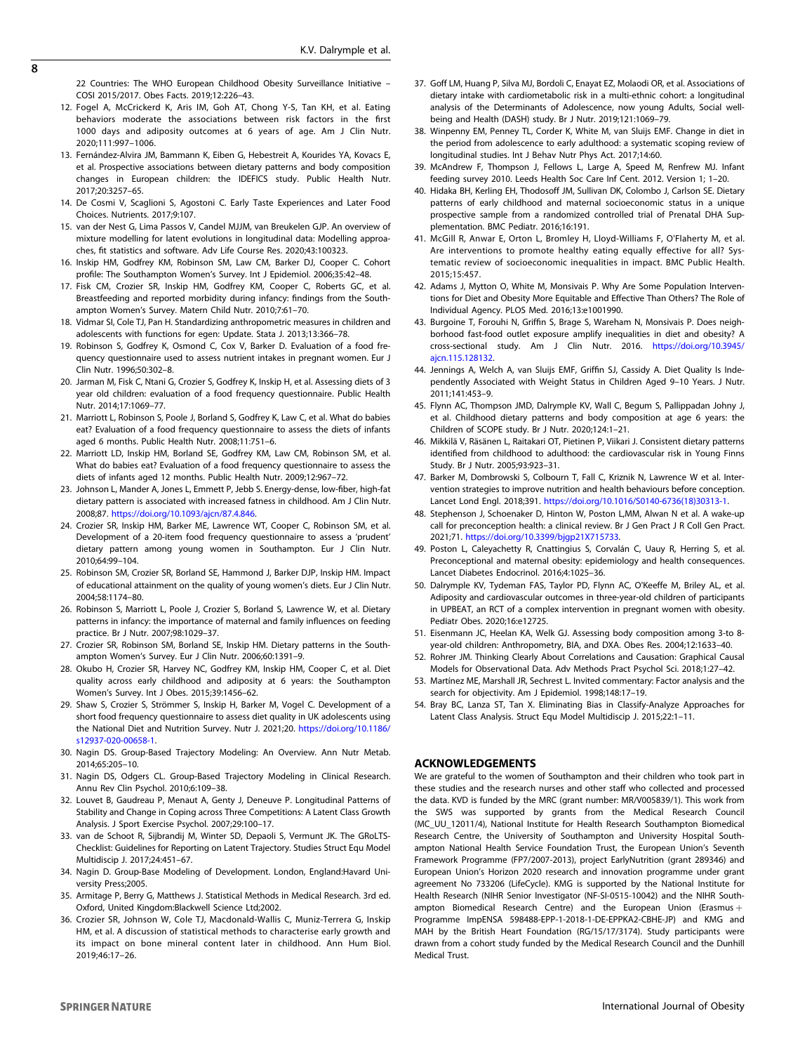22 Countries: The WHO European Childhood Obesity Surveillance Initiative – COSI 2015/2017. Obes Facts. 2019;12:226–43.

12. Fogel A, McCrickerd K, Aris IM, Goh AT, Chong Y-S, Tan KH, et al. Eating behaviors moderate the associations between risk factors in the first 1000 days and adiposity outcomes at 6 years of age. Am J Clin Nutr. 2020;111:997–1006.
13. Fernández-Alvira JM, Bammann K, Eiben G, Hebestreit A, Kourides YA, Kovacs E, et al. Prospective associations between dietary patterns and body composition changes in European children: the IDEFICS study. Public Health Nutr. 2017;20:3257–65.
14. De Cosmi V, Scaglioni S, Agostoni C. Early Taste Experiences and Later Food Choices. Nutrients. 2017;9:107.
15. van der Nest G, Lima Passos V, Candel MJJM, van Breukelen GJP. An overview of mixture modelling for latent evolutions in longitudinal data: Modelling approaches, fit statistics and software. Adv Life Course Res. 2020;43:100323.
16. Inskip HM, Godfrey KM, Robinson SM, Law CM, Barker DJ, Cooper C. Cohort profile: The Southampton Women's Survey. Int J Epidemiol. 2006;35:42–48.
17. Fisk CM, Crozier SR, Inskip HM, Godfrey KM, Cooper C, Roberts GC, et al. Breastfeeding and reported morbidity during infancy: findings from the Southampton Women's Survey. Matern Child Nutr. 2010;7:61–70.
18. Vidmar SI, Cole TJ, Pan H. Standardizing anthropometric measures in children and adolescents with functions for egen: Update. Stata J. 2013;13:366–78.
19. Robinson S, Godfrey K, Osmond C, Cox V, Barker D. Evaluation of a food frequency questionnaire used to assess nutrient intakes in pregnant women. Eur J Clin Nutr. 1996;50:302–8.
20. Jarman M, Fisk C, Ntani G, Crozier S, Godfrey K, Inskip H, et al. Assessing diets of 3 year old children: evaluation of a food frequency questionnaire. Public Health Nutr. 2014;17:1069–77.
21. Marriott L, Robinson S, Poole J, Borland S, Godfrey K, Law C, et al. What do babies eat? Evaluation of a food frequency questionnaire to assess the diets of infants aged 6 months. Public Health Nutr. 2008;11:751–6.
22. Marriott LD, Inskip HM, Borland SE, Godfrey KM, Law CM, Robinson SM, et al. What do babies eat? Evaluation of a food frequency questionnaire to assess the diets of infants aged 12 months. Public Health Nutr. 2009;12:967–72.
23. Johnson L, Mander A, Jones L, Emmett P, Jebb S. Energy-dense, low-fiber, high-fat dietary pattern is associated with increased fatness in childhood. Am J Clin Nutr. 2008;87. https://doi.org/10.1093/ajcn/87.4.846.
24. Crozier SR, Inskip HM, Barker ME, Lawrence WT, Cooper C, Robinson SM, et al. Development of a 20-item food frequency questionnaire to assess a 'prudent' dietary pattern among young women in Southampton. Eur J Clin Nutr. 2010;64:99–104.
25. Robinson SM, Crozier SR, Borland SE, Hammond J, Barker DJP, Inskip HM. Impact of educational attainment on the quality of young women's diets. Eur J Clin Nutr. 2004;58:1174–80.
26. Robinson S, Marriott L, Poole J, Crozier S, Borland S, Lawrence W, et al. Dietary patterns in infancy: the importance of maternal and family influences on feeding practice. Br J Nutr. 2007;98:1029–37.
27. Crozier SR, Robinson SM, Borland SE, Inskip HM. Dietary patterns in the Southampton Women's Survey. Eur J Clin Nutr. 2006;60:1391–9.
28. Okubo H, Crozier SR, Harvey NC, Godfrey KM, Inskip HM, Cooper C, et al. Diet quality across early childhood and adiposity at 6 years: the Southampton Women's Survey. Int J Obes. 2015;39:1456–62.
29. Shaw S, Crozier S, Strömmer S, Inskip H, Barker M, Vogel C. Development of a short food frequency questionnaire to assess diet quality in UK adolescents using the National Diet and Nutrition Survey. Nutr J. 2021;20. https://doi.org/10.1186/s12937-020-00658-1.
30. Nagin DS. Group-Based Trajectory Modeling: An Overview. Ann Nutr Metab. 2014;65:205–10.
31. Nagin DS, Odgers CL. Group-Based Trajectory Modeling in Clinical Research. Annu Rev Clin Psychol. 2010;6:109–38.
32. Louvet B, Gaudreau P, Menaut A, Genty J, Deneuve P. Longitudinal Patterns of Stability and Change in Coping across Three Competitions: A Latent Class Growth Analysis. J Sport Exercise Psychol. 2007;29:100–17.
33. van de Schoot R, Sijbrandij M, Winter SD, Depaoli S, Vermunt JK. The GRoLTS-Checklist: Guidelines for Reporting on Latent Trajectory. Studies Struct Equ Model Multidiscip J. 2017;24:451–67.
34. Nagin D. Group-Base Modeling of Development. London, England:Havard University Press;2005.
35. Armitage P, Berry G, Matthews J. Statistical Methods in Medical Research. 3rd ed. Oxford, United Kingdom:Blackwell Science Ltd;2002.
36. Crozier SR, Johnson W, Cole TJ, Macdonald-Wallis C, Muniz-Terrera G, Inskip HM, et al. A discussion of statistical methods to characterise early growth and its impact on bone mineral content later in childhood. Ann Hum Biol. 2019;46:17–26.
37. Goff LM, Huang P, Silva MJ, Bordoli C, Enayat EZ, Molaodi OR, et al. Associations of dietary intake with cardiometabolic risk in a multi-ethnic cohort: a longitudinal analysis of the Determinants of Adolescence, now young Adults, Social well-being and Health (DASH) study. Br J Nutr. 2019;121:1069–79.
38. Winpenny EM, Penney TL, Corder K, White M, van Sluijs EMF. Change in diet in the period from adolescence to early adulthood: a systematic scoping review of longitudinal studies. Int J Behav Nutr Phys Act. 2017;14:60.
39. McAndrew F, Thompson J, Fellows L, Large A, Speed M, Renfrew MJ. Infant feeding survey 2010. Leeds Health Soc Care Inf Cent. 2012. Version 1; 1–20.
40. Hidaka BH, Kerling EH, Thodosoff JM, Sullivan DK, Colombo J, Carlson SE. Dietary patterns of early childhood and maternal socioeconomic status in a unique prospective sample from a randomized controlled trial of Prenatal DHA Supplementation. BMC Pediatr. 2016;16:191.
41. McGill R, Anwar E, Orton L, Bromley H, Lloyd-Williams F, O'Flaherty M, et al. Are interventions to promote healthy eating equally effective for all? Systematic review of socioeconomic inequalities in impact. BMC Public Health. 2015;15:457.
42. Adams J, Mytton O, White M, Monsivais P. Why Are Some Population Interventions for Diet and Obesity More Equitable and Effective Than Others? The Role of Individual Agency. PLOS Med. 2016;13:e1001990.
43. Burgoine T, Forouhi N, Griffin S, Brage S, Wareham N, Monsivais P. Does neighborhood fast-food outlet exposure amplify inequalities in diet and obesity? A cross-sectional study. Am J Clin Nutr. 2016. https://doi.org/10.3945/ajcn.115.128132.
44. Jennings A, Welch A, van Sluijs EMF, Griffin SJ, Cassidy A. Diet Quality Is Independently Associated with Weight Status in Children Aged 9–10 Years. J Nutr. 2011;141:453–9.
45. Flynn AC, Thompson JMD, Dalrymple KV, Wall C, Begum S, Pallippadan Johny J, et al. Childhood dietary patterns and body composition at age 6 years: the Children of SCOPE study. Br J Nutr. 2020;124:1–21.
46. Mikkilä V, Räsänen L, Raitakari OT, Pietinen P, Viikari J. Consistent dietary patterns identified from childhood to adulthood: the cardiovascular risk in Young Finns Study. Br J Nutr. 2005;93:923–31.
47. Barker M, Dombrowski S, Colbourn T, Fall C, Kriznik N, Lawrence W et al. Intervention strategies to improve nutrition and health behaviours before conception. Lancet Lond Engl. 2018;391. https://doi.org/10.1016/S0140-6736(18)30313-1.
48. Stephenson J, Schoenaker D, Hinton W, Poston L,MM, Alwan N et al. A wake-up call for preconception health: a clinical review. Br J Gen Pract J R Coll Gen Pract. 2021;71. https://doi.org/10.3399/bjgp21X715733.
49. Poston L, Caleyachetty R, Cnattingius S, Corvalán C, Uauy R, Herring S, et al. Preconceptional and maternal obesity: epidemiology and health consequences. Lancet Diabetes Endocrinol. 2016;4:1025–36.
50. Dalrymple KV, Tydeman FAS, Taylor PD, Flynn AC, O'Keeffe M, Briley AL, et al. Adiposity and cardiovascular outcomes in three-year-old children of participants in UPBEAT, an RCT of a complex intervention in pregnant women with obesity. Pediatr Obes. 2020;16:e12725.
51. Eisenmann JC, Heelan KA, Welk GJ. Assessing body composition among 3-to 8-year-old children: Anthropometry, BIA, and DXA. Obes Res. 2004;12:1633–40.
52. Rohrer JM. Thinking Clearly About Correlations and Causation: Graphical Causal Models for Observational Data. Adv Methods Pract Psychol Sci. 2018;1:27–42.
53. Martínez ME, Marshall JR, Sechrest L. Invited commentary: Factor analysis and the search for objectivity. Am J Epidemiol. 1998;148:17–19.
54. Bray BC, Lanza ST, Tan X. Eliminating Bias in Classify-Analyze Approaches for Latent Class Analysis. Struct Equ Model Multidiscip J. 2015;22:1–11.

## ACKNOWLEDGEMENTS

We are grateful to the women of Southampton and their children who took part in these studies and the research nurses and other staff who collected and processed the data. KVD is funded by the MRC (grant number: MR/V005839/1). This work from the SWS was supported by grants from the Medical Research Council (MC_UU_12011/4), National Institute for Health Research Southampton Biomedical Research Centre, the University of Southampton and University Hospital Southampton National Health Service Foundation Trust, the European Union's Seventh Framework Programme (FP7/2007-2013), project EarlyNutrition (grant 289346) and European Union's Horizon 2020 research and innovation programme under grant agreement No 733206 (LifeCycle). KMG is supported by the National Institute for Health Research (NIHR Senior Investigator (NF-SI-0515-10042) and the NIHR Southampton Biomedical Research Centre) and the European Union (Erasmus + Programme ImpENSA 598488-EPP-1-2018-1-DE-EPPKA2-CBHE-JP) and KMG and MAH by the British Heart Foundation (RG/15/17/3174). Study participants were drawn from a cohort study funded by the Medical Research Council and the Dunhill Medical Trust.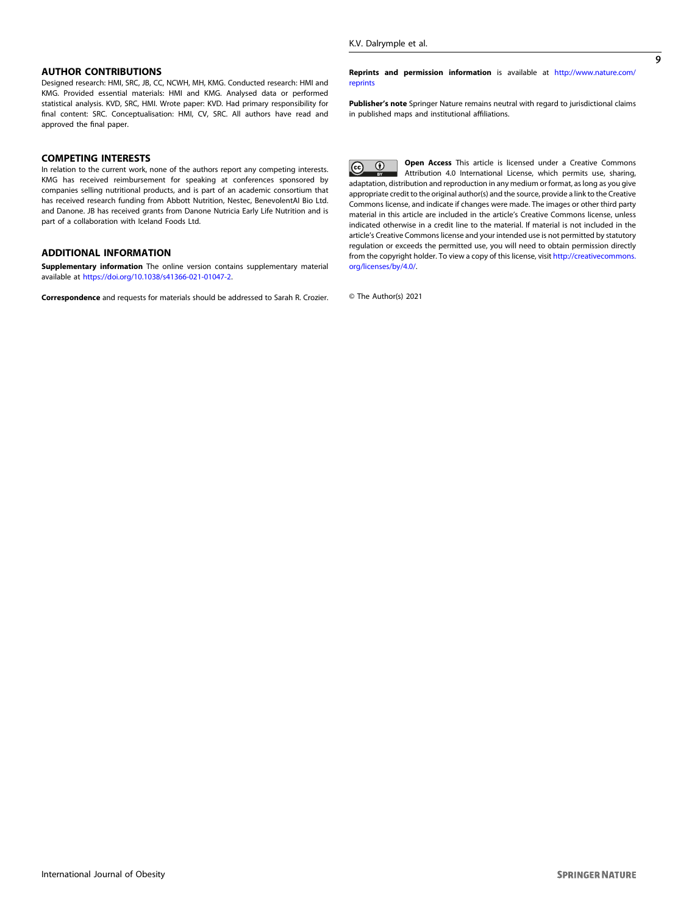## AUTHOR CONTRIBUTIONS

Designed research: HMI, SRC, JB, CC, NCWH, MH, KMG. Conducted research: HMI and KMG. Provided essential materials: HMI and KMG. Analysed data or performed statistical analysis. KVD, SRC, HMI. Wrote paper: KVD. Had primary responsibility for final content: SRC. Conceptualisation: HMI, CV, SRC. All authors have read and approved the final paper.

## COMPETING INTERESTS

In relation to the current work, none of the authors report any competing interests. KMG has received reimbursement for speaking at conferences sponsored by companies selling nutritional products, and is part of an academic consortium that has received research funding from Abbott Nutrition, Nestec, BenevolentAI Bio Ltd. and Danone. JB has received grants from Danone Nutricia Early Life Nutrition and is part of a collaboration with Iceland Foods Ltd.

## ADDITIONAL INFORMATION

**Supplementary information** The online version contains supplementary material available at https://doi.org/10.1038/s41366-021-01047-2.

**Correspondence** and requests for materials should be addressed to Sarah R. Crozier.

**Reprints and permission information** is available at http://www.nature.com/reprints

**Publisher's note** Springer Nature remains neutral with regard to jurisdictional claims in published maps and institutional affiliations.

**Open Access** This article is licensed under a Creative Commons Attribution 4.0 International License, which permits use, sharing, adaptation, distribution and reproduction in any medium or format, as long as you give appropriate credit to the original author(s) and the source, provide a link to the Creative Commons license, and indicate if changes were made. The images or other third party material in this article are included in the article's Creative Commons license, unless indicated otherwise in a credit line to the material. If material is not included in the article's Creative Commons license and your intended use is not permitted by statutory regulation or exceeds the permitted use, you will need to obtain permission directly from the copyright holder. To view a copy of this license, visit http://creativecommons.org/licenses/by/4.0/.

© The Author(s) 2021